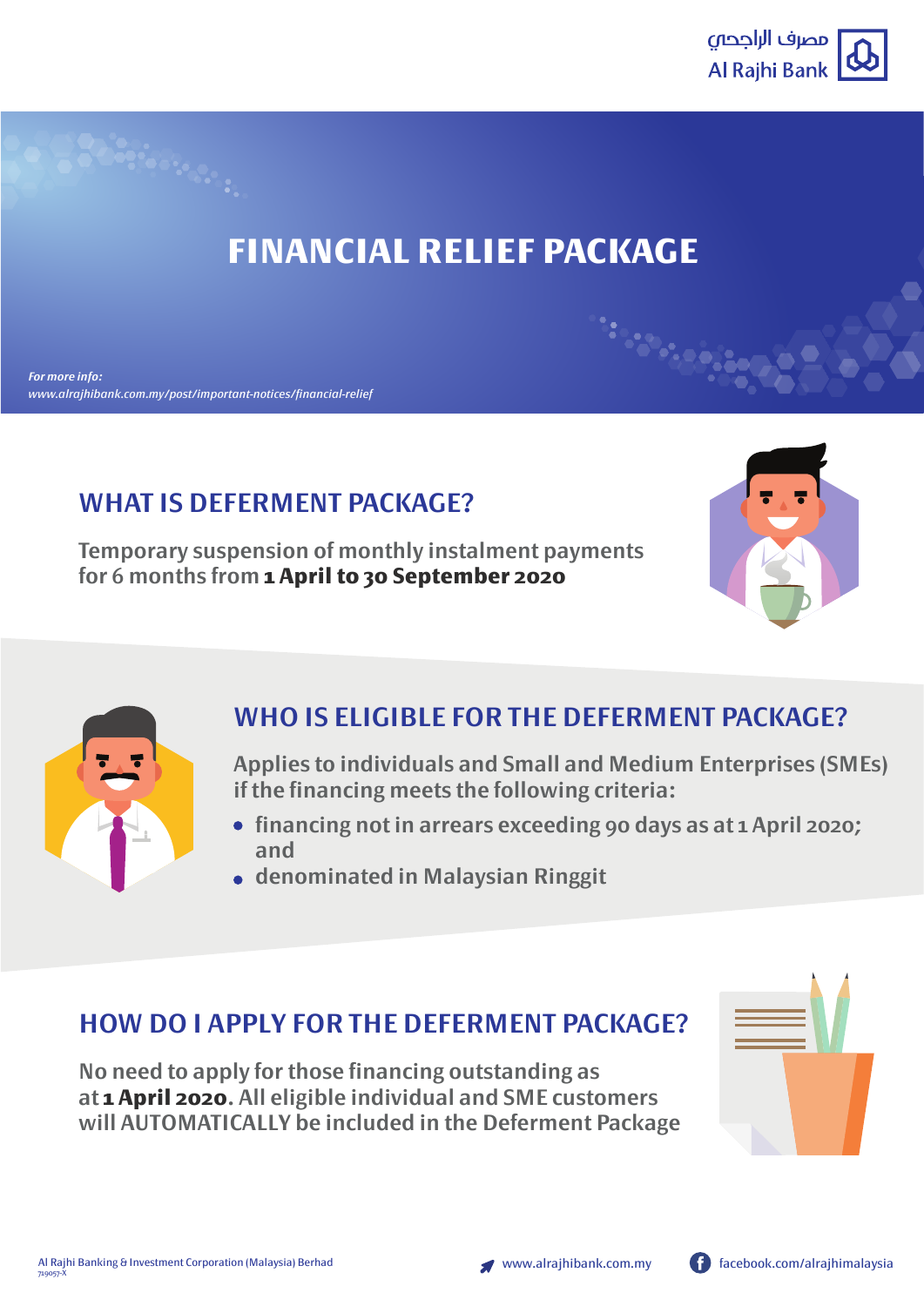مصرف الراجحي
Al Rajhi Bank

# FINANCIAL RELIEF PACKAGE

*For more info:*
*www.alrajhibank.com.my/post/important-notices/financial-relief*

## WHAT IS DEFERMENT PACKAGE?

Temporary suspension of monthly instalment payments for 6 months from **1 April to 30 September 2020**

## WHO IS ELIGIBLE FOR THE DEFERMENT PACKAGE?

Applies to individuals and Small and Medium Enterprises (SMEs) if the financing meets the following criteria:

- financing not in arrears exceeding 90 days as at 1 April 2020; and
- denominated in Malaysian Ringgit

## HOW DO I APPLY FOR THE DEFERMENT PACKAGE?

No need to apply for those financing outstanding as at **1 April 2020**. All eligible individual and SME customers will AUTOMATICALLY be included in the Deferment Package

Al Rajhi Banking & Investment Corporation (Malaysia) Berhad
719057-X

www.alrajhibank.com.my

facebook.com/alrajhimalaysia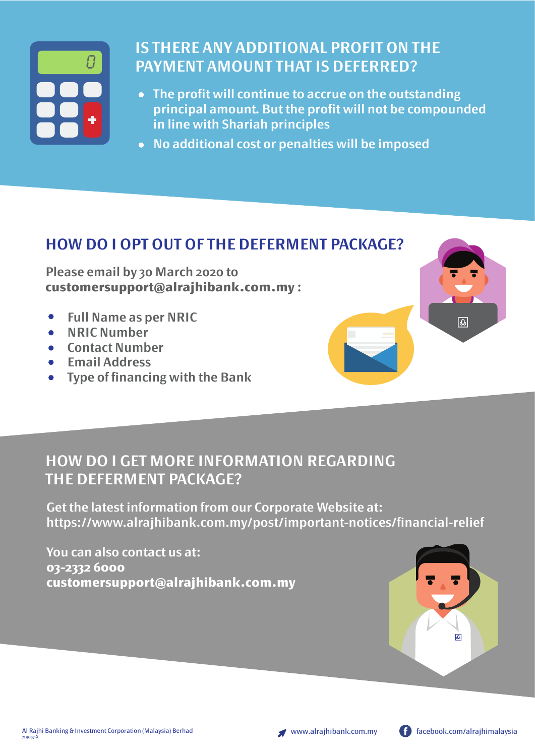## IS THERE ANY ADDITIONAL PROFIT ON THE PAYMENT AMOUNT THAT IS DEFERRED?

- The profit will continue to accrue on the outstanding principal amount. But the profit will not be compounded in line with Shariah principles
- No additional cost or penalties will be imposed

## HOW DO I OPT OUT OF THE DEFERMENT PACKAGE?

Please email by 30 March 2020 to **customersupport@alrajhibank.com.my :**

- Full Name as per NRIC
- NRIC Number
- Contact Number
- Email Address
- Type of financing with the Bank

## HOW DO I GET MORE INFORMATION REGARDING THE DEFERMENT PACKAGE?

Get the latest information from our Corporate Website at: https://www.alrajhibank.com.my/post/important-notices/financial-relief

You can also contact us at:
**03-2332 6000**
**customersupport@alrajhibank.com.my**

Al Rajhi Banking & Investment Corporation (Malaysia) Berhad
719057-X

www.alrajhibank.com.my

facebook.com/alrajhimalaysia